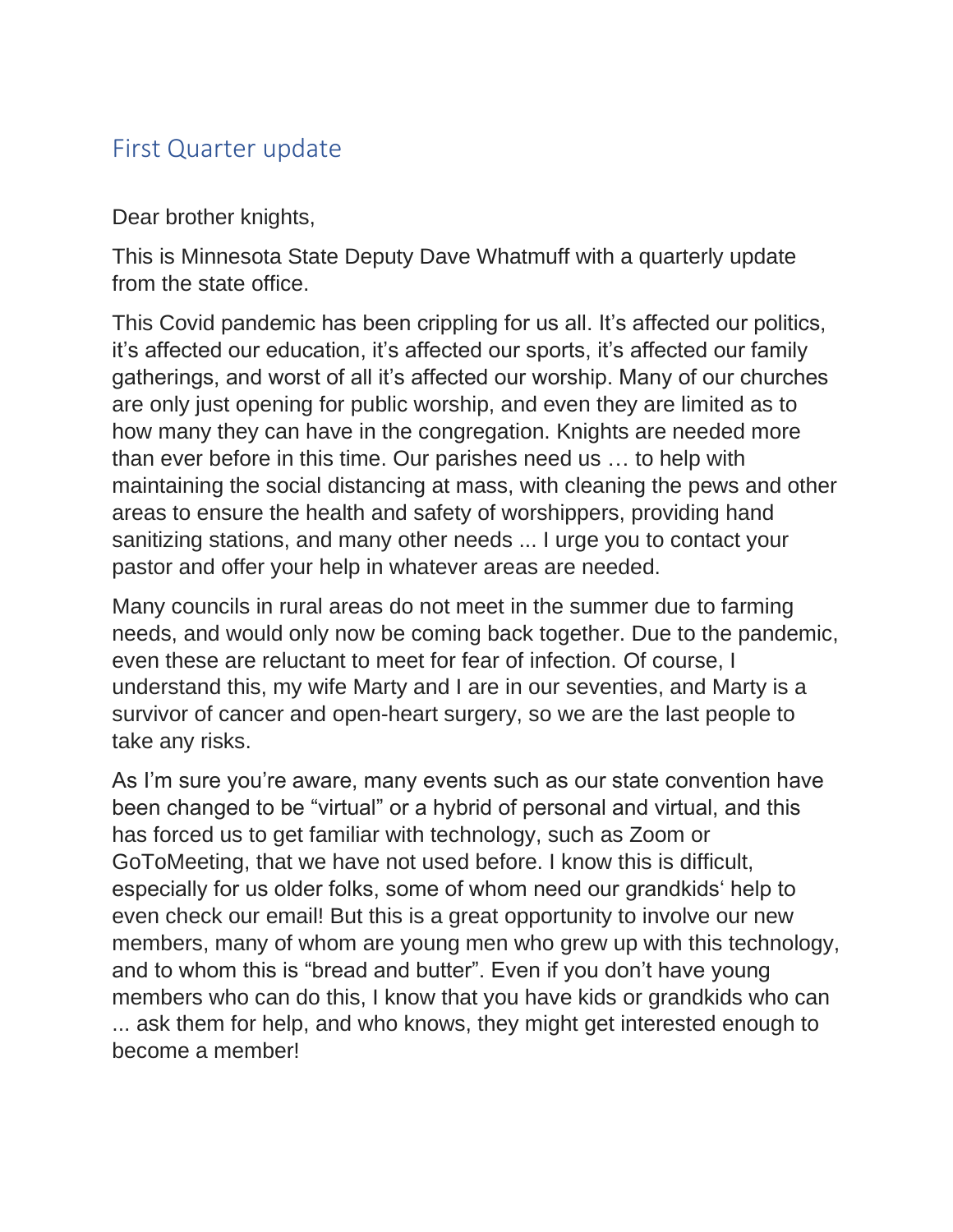# First Quarter update

Dear brother knights,

This is Minnesota State Deputy Dave Whatmuff with a quarterly update from the state office.

This Covid pandemic has been crippling for us all. It's affected our politics, it's affected our education, it's affected our sports, it's affected our family gatherings, and worst of all it's affected our worship. Many of our churches are only just opening for public worship, and even they are limited as to how many they can have in the congregation. Knights are needed more than ever before in this time. Our parishes need us … to help with maintaining the social distancing at mass, with cleaning the pews and other areas to ensure the health and safety of worshippers, providing hand sanitizing stations, and many other needs ... I urge you to contact your pastor and offer your help in whatever areas are needed.

Many councils in rural areas do not meet in the summer due to farming needs, and would only now be coming back together. Due to the pandemic, even these are reluctant to meet for fear of infection. Of course, I understand this, my wife Marty and I are in our seventies, and Marty is a survivor of cancer and open-heart surgery, so we are the last people to take any risks.

As I'm sure you're aware, many events such as our state convention have been changed to be "virtual" or a hybrid of personal and virtual, and this has forced us to get familiar with technology, such as Zoom or GoToMeeting, that we have not used before. I know this is difficult, especially for us older folks, some of whom need our grandkids' help to even check our email! But this is a great opportunity to involve our new members, many of whom are young men who grew up with this technology, and to whom this is "bread and butter". Even if you don't have young members who can do this, I know that you have kids or grandkids who can ... ask them for help, and who knows, they might get interested enough to become a member!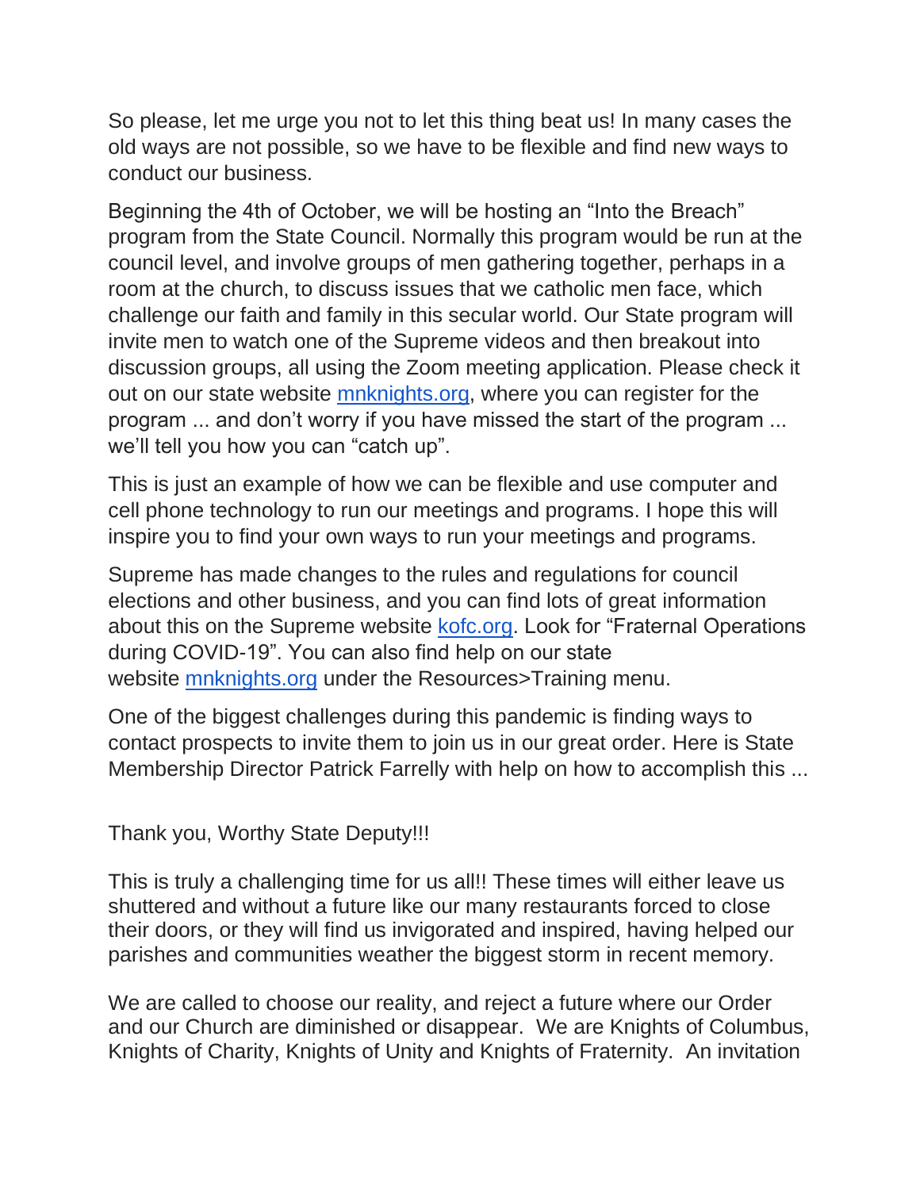So please, let me urge you not to let this thing beat us! In many cases the old ways are not possible, so we have to be flexible and find new ways to conduct our business.

Beginning the 4th of October, we will be hosting an "Into the Breach" program from the State Council. Normally this program would be run at the council level, and involve groups of men gathering together, perhaps in a room at the church, to discuss issues that we catholic men face, which challenge our faith and family in this secular world. Our State program will invite men to watch one of the Supreme videos and then breakout into discussion groups, all using the Zoom meeting application. Please check it out on our state website [mnknights.org](mnknights.org), where you can register for the program ... and don't worry if you have missed the start of the program ... we'll tell you how you can "catch up".

This is just an example of how we can be flexible and use computer and cell phone technology to run our meetings and programs. I hope this will inspire you to find your own ways to run your meetings and programs.

Supreme has made changes to the rules and regulations for council elections and other business, and you can find lots of great information about this on the Supreme website [kofc.org](kofc.org). Look for "Fraternal Operations during COVID-19". You can also find help on our state website [mnknights.org](mnknights.org) under the Resources>Training menu.

One of the biggest challenges during this pandemic is finding ways to contact prospects to invite them to join us in our great order. Here is State Membership Director Patrick Farrelly with help on how to accomplish this ...

Thank you, Worthy State Deputy!!!

This is truly a challenging time for us all!! These times will either leave us shuttered and without a future like our many restaurants forced to close their doors, or they will find us invigorated and inspired, having helped our parishes and communities weather the biggest storm in recent memory.

We are called to choose our reality, and reject a future where our Order and our Church are diminished or disappear. We are Knights of Columbus, Knights of Charity, Knights of Unity and Knights of Fraternity. An invitation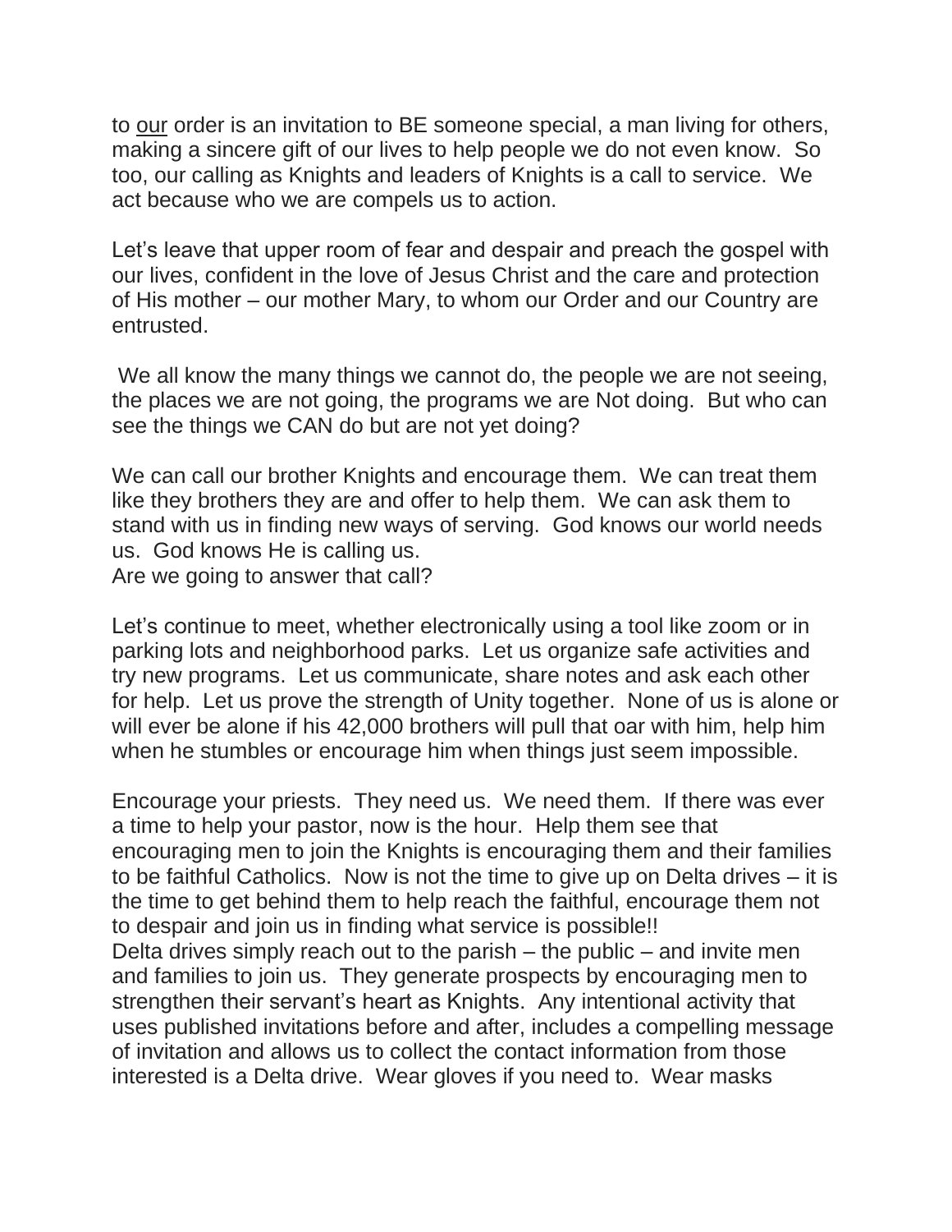to <u>our</u> order is an invitation to BE someone special, a man living for others, making a sincere gift of our lives to help people we do not even know. So too, our calling as Knights and leaders of Knights is a call to service. We act because who we are compels us to action.

Let's leave that upper room of fear and despair and preach the gospel with our lives, confident in the love of Jesus Christ and the care and protection of His mother – our mother Mary, to whom our Order and our Country are entrusted.

We all know the many things we cannot do, the people we are not seeing, the places we are not going, the programs we are Not doing. But who can see the things we CAN do but are not yet doing?

We can call our brother Knights and encourage them. We can treat them like they brothers they are and offer to help them. We can ask them to stand with us in finding new ways of serving. God knows our world needs us. God knows He is calling us.
Are we going to answer that call?

Let's continue to meet, whether electronically using a tool like zoom or in parking lots and neighborhood parks. Let us organize safe activities and try new programs. Let us communicate, share notes and ask each other for help. Let us prove the strength of Unity together. None of us is alone or will ever be alone if his 42,000 brothers will pull that oar with him, help him when he stumbles or encourage him when things just seem impossible.

Encourage your priests. They need us. We need them. If there was ever a time to help your pastor, now is the hour. Help them see that encouraging men to join the Knights is encouraging them and their families to be faithful Catholics. Now is not the time to give up on Delta drives – it is the time to get behind them to help reach the faithful, encourage them not to despair and join us in finding what service is possible!!
Delta drives simply reach out to the parish – the public – and invite men and families to join us. They generate prospects by encouraging men to strengthen their servant's heart as Knights. Any intentional activity that uses published invitations before and after, includes a compelling message of invitation and allows us to collect the contact information from those interested is a Delta drive. Wear gloves if you need to. Wear masks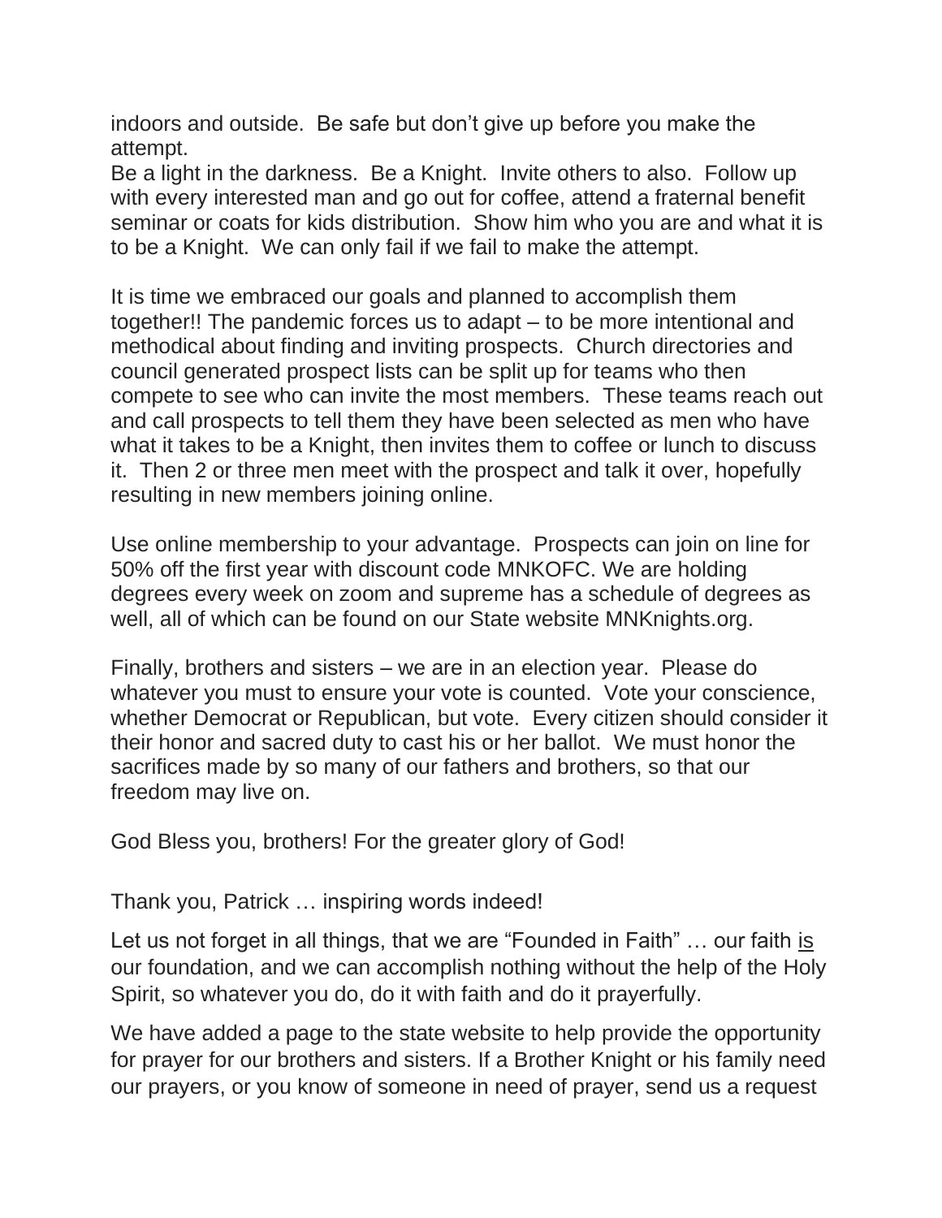indoors and outside. Be safe but don't give up before you make the attempt.

Be a light in the darkness. Be a Knight. Invite others to also. Follow up with every interested man and go out for coffee, attend a fraternal benefit seminar or coats for kids distribution. Show him who you are and what it is to be a Knight. We can only fail if we fail to make the attempt.

It is time we embraced our goals and planned to accomplish them together!! The pandemic forces us to adapt – to be more intentional and methodical about finding and inviting prospects. Church directories and council generated prospect lists can be split up for teams who then compete to see who can invite the most members. These teams reach out and call prospects to tell them they have been selected as men who have what it takes to be a Knight, then invites them to coffee or lunch to discuss it. Then 2 or three men meet with the prospect and talk it over, hopefully resulting in new members joining online.

Use online membership to your advantage. Prospects can join on line for 50% off the first year with discount code MNKOFC. We are holding degrees every week on zoom and supreme has a schedule of degrees as well, all of which can be found on our State website MNKnights.org.

Finally, brothers and sisters – we are in an election year. Please do whatever you must to ensure your vote is counted. Vote your conscience, whether Democrat or Republican, but vote. Every citizen should consider it their honor and sacred duty to cast his or her ballot. We must honor the sacrifices made by so many of our fathers and brothers, so that our freedom may live on.

God Bless you, brothers! For the greater glory of God!

Thank you, Patrick … inspiring words indeed!

Let us not forget in all things, that we are "Founded in Faith" … our faith <u>is</u> our foundation, and we can accomplish nothing without the help of the Holy Spirit, so whatever you do, do it with faith and do it prayerfully.

We have added a page to the state website to help provide the opportunity for prayer for our brothers and sisters. If a Brother Knight or his family need our prayers, or you know of someone in need of prayer, send us a request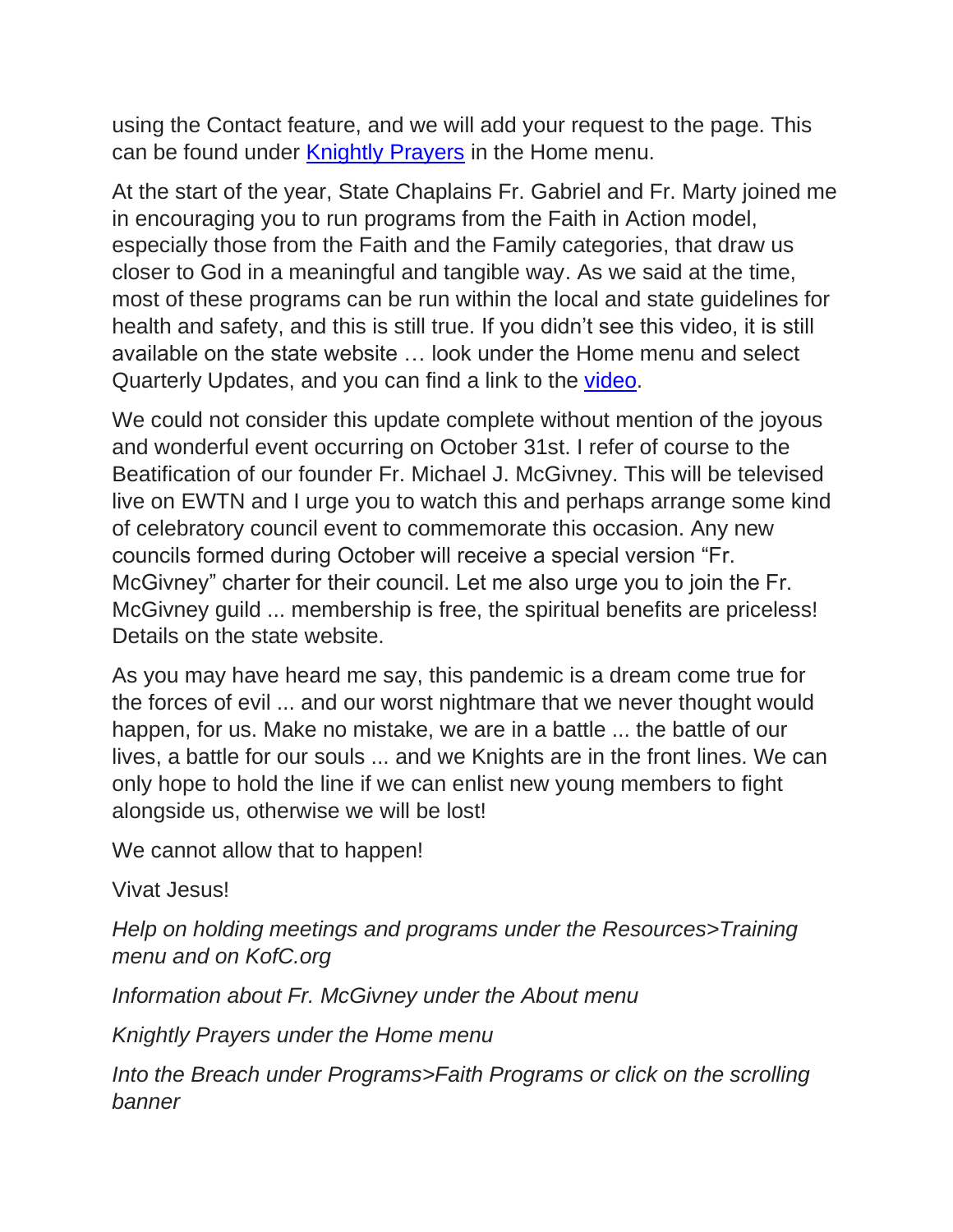using the Contact feature, and we will add your request to the page. This can be found under Knightly Prayers in the Home menu.

At the start of the year, State Chaplains Fr. Gabriel and Fr. Marty joined me in encouraging you to run programs from the Faith in Action model, especially those from the Faith and the Family categories, that draw us closer to God in a meaningful and tangible way. As we said at the time, most of these programs can be run within the local and state guidelines for health and safety, and this is still true. If you didn't see this video, it is still available on the state website … look under the Home menu and select Quarterly Updates, and you can find a link to the video.

We could not consider this update complete without mention of the joyous and wonderful event occurring on October 31st. I refer of course to the Beatification of our founder Fr. Michael J. McGivney. This will be televised live on EWTN and I urge you to watch this and perhaps arrange some kind of celebratory council event to commemorate this occasion. Any new councils formed during October will receive a special version "Fr. McGivney" charter for their council. Let me also urge you to join the Fr. McGivney guild ... membership is free, the spiritual benefits are priceless! Details on the state website.

As you may have heard me say, this pandemic is a dream come true for the forces of evil ... and our worst nightmare that we never thought would happen, for us. Make no mistake, we are in a battle ... the battle of our lives, a battle for our souls ... and we Knights are in the front lines. We can only hope to hold the line if we can enlist new young members to fight alongside us, otherwise we will be lost!

We cannot allow that to happen!

Vivat Jesus!

*Help on holding meetings and programs under the Resources>Training menu and on KofC.org*

*Information about Fr. McGivney under the About menu*

*Knightly Prayers under the Home menu*

*Into the Breach under Programs>Faith Programs or click on the scrolling banner*